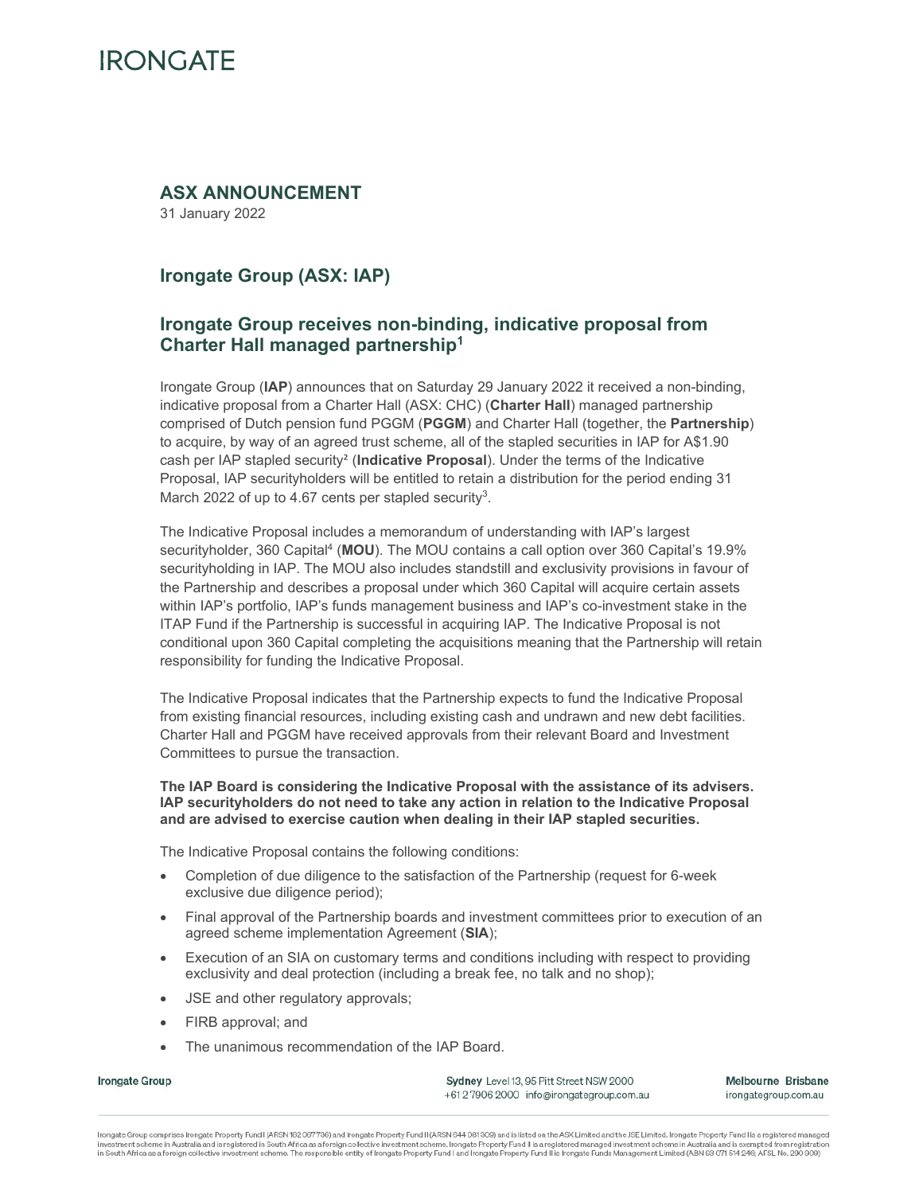IRONGATE

## ASX ANNOUNCEMENT

31 January 2022

## Irongate Group (ASX: IAP)

## Irongate Group receives non-binding, indicative proposal from Charter Hall managed partnership[1]

Irongate Group (**IAP**) announces that on Saturday 29 January 2022 it received a non-binding, indicative proposal from a Charter Hall (ASX: CHC) (**Charter Hall**) managed partnership comprised of Dutch pension fund PGGM (**PGGM**) and Charter Hall (together, the **Partnership**) to acquire, by way of an agreed trust scheme, all of the stapled securities in IAP for A$1.90 cash per IAP stapled security[2] (**Indicative Proposal**). Under the terms of the Indicative Proposal, IAP securityholders will be entitled to retain a distribution for the period ending 31 March 2022 of up to 4.67 cents per stapled security[3].

The Indicative Proposal includes a memorandum of understanding with IAP's largest securityholder, 360 Capital[4] (**MOU**). The MOU contains a call option over 360 Capital's 19.9% securityholding in IAP. The MOU also includes standstill and exclusivity provisions in favour of the Partnership and describes a proposal under which 360 Capital will acquire certain assets within IAP's portfolio, IAP's funds management business and IAP's co-investment stake in the ITAP Fund if the Partnership is successful in acquiring IAP. The Indicative Proposal is not conditional upon 360 Capital completing the acquisitions meaning that the Partnership will retain responsibility for funding the Indicative Proposal.

The Indicative Proposal indicates that the Partnership expects to fund the Indicative Proposal from existing financial resources, including existing cash and undrawn and new debt facilities. Charter Hall and PGGM have received approvals from their relevant Board and Investment Committees to pursue the transaction.

**The IAP Board is considering the Indicative Proposal with the assistance of its advisers. IAP securityholders do not need to take any action in relation to the Indicative Proposal and are advised to exercise caution when dealing in their IAP stapled securities.**

The Indicative Proposal contains the following conditions:

- Completion of due diligence to the satisfaction of the Partnership (request for 6-week exclusive due diligence period);
- Final approval of the Partnership boards and investment committees prior to execution of an agreed scheme implementation Agreement (**SIA**);
- Execution of an SIA on customary terms and conditions including with respect to providing exclusivity and deal protection (including a break fee, no talk and no shop);
- JSE and other regulatory approvals;
- FIRB approval; and
- The unanimous recommendation of the IAP Board.

Irongate Group

Sydney Level 13, 95 Pitt Street NSW 2000
+61 2 7906 2000 info@irongategroup.com.au

Melbourne Brisbane
irongategroup.com.au

Irongate Group comprises Irongate Property Fund I (ARSN 162 067 736) and Irongate Property Fund II (ARSN 644 081 309) and is listed on the ASX Limited and the JSE Limited. Irongate Property Fund I is a registered managed investment scheme in Australia and is registered in South Africa as a foreign collective investment scheme. Irongate Property Fund II is a registered managed investment scheme in Australia and is exempted from registration in South Africa as a foreign collective investment scheme. The responsible entity of Irongate Property Fund I and Irongate Property Fund II is Irongate Funds Management Limited (ABN 63 071 514 246; AFSL No. 290 909)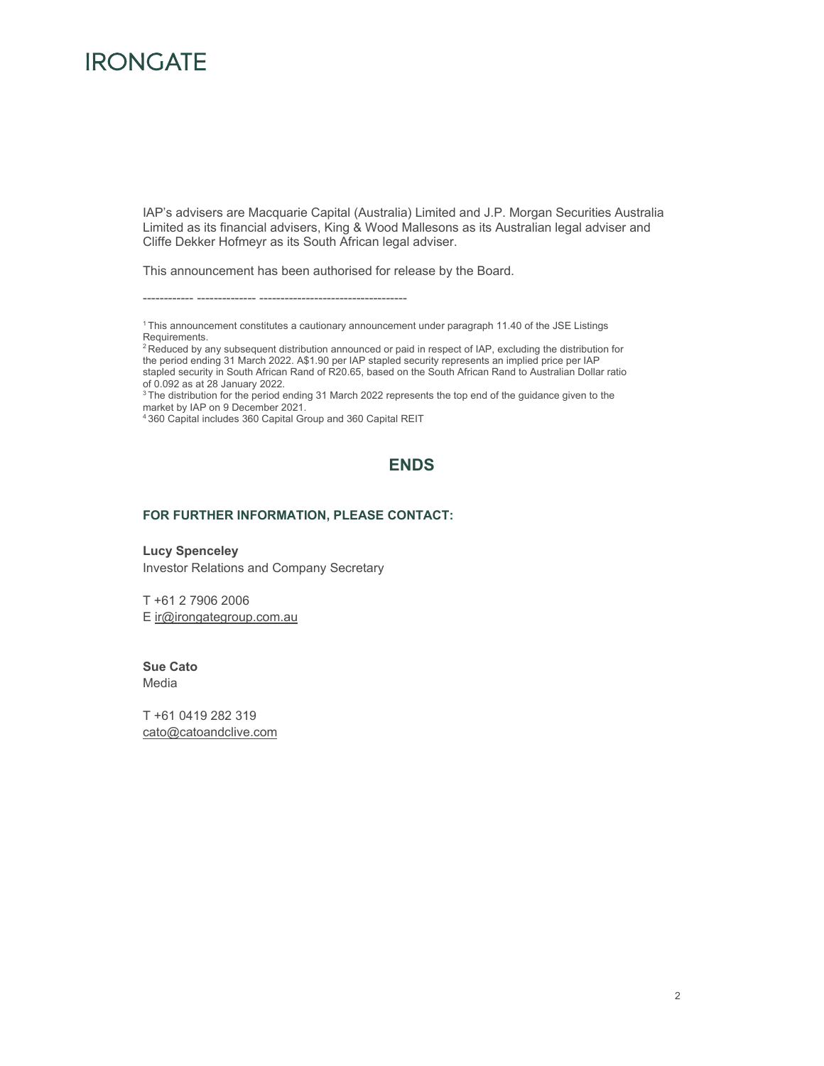IAP's advisers are Macquarie Capital (Australia) Limited and J.P. Morgan Securities Australia Limited as its financial advisers, King & Wood Mallesons as its Australian legal adviser and Cliffe Dekker Hofmeyr as its South African legal adviser.

This announcement has been authorised for release by the Board.

------------ -------------- -----------------------------------

[1] This announcement constitutes a cautionary announcement under paragraph 11.40 of the JSE Listings Requirements.

[2] Reduced by any subsequent distribution announced or paid in respect of IAP, excluding the distribution for the period ending 31 March 2022. A$1.90 per IAP stapled security represents an implied price per IAP stapled security in South African Rand of R20.65, based on the South African Rand to Australian Dollar ratio of 0.092 as at 28 January 2022.

[3] The distribution for the period ending 31 March 2022 represents the top end of the guidance given to the market by IAP on 9 December 2021.

[4] 360 Capital includes 360 Capital Group and 360 Capital REIT

## ENDS

### FOR FURTHER INFORMATION, PLEASE CONTACT:

**Lucy Spenceley**
Investor Relations and Company Secretary

T +61 2 7906 2006
E ir@irongategroup.com.au

**Sue Cato**
Media

T +61 0419 282 319
cato@catoandclive.com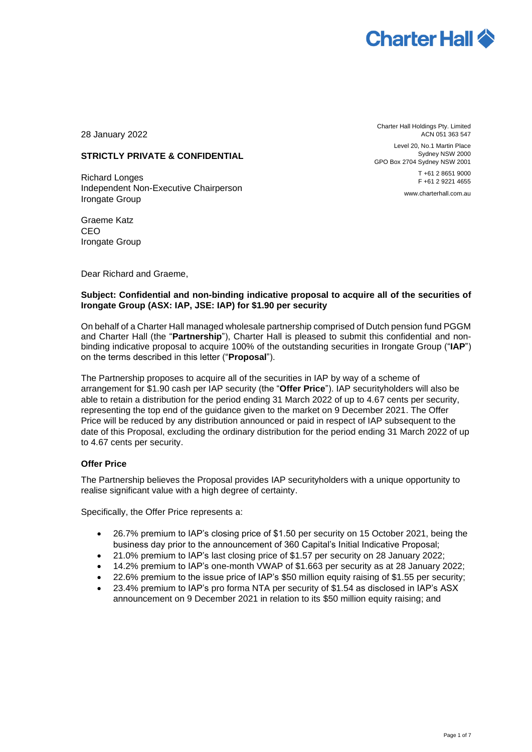28 January 2022

Charter Hall Holdings Pty. Limited
ACN 051 363 547

Level 20, No.1 Martin Place
Sydney NSW 2000
GPO Box 2704 Sydney NSW 2001

T +61 2 8651 9000
F +61 2 9221 4655

www.charterhall.com.au

**STRICTLY PRIVATE & CONFIDENTIAL**

Richard Longes
Independent Non-Executive Chairperson
Irongate Group

Graeme Katz
CEO
Irongate Group

Dear Richard and Graeme,

**Subject: Confidential and non-binding indicative proposal to acquire all of the securities of Irongate Group (ASX: IAP, JSE: IAP) for $1.90 per security**

On behalf of a Charter Hall managed wholesale partnership comprised of Dutch pension fund PGGM and Charter Hall (the "**Partnership**"), Charter Hall is pleased to submit this confidential and non-binding indicative proposal to acquire 100% of the outstanding securities in Irongate Group ("**IAP**") on the terms described in this letter ("**Proposal**").

The Partnership proposes to acquire all of the securities in IAP by way of a scheme of arrangement for $1.90 cash per IAP security (the "**Offer Price**"). IAP securityholders will also be able to retain a distribution for the period ending 31 March 2022 of up to 4.67 cents per security, representing the top end of the guidance given to the market on 9 December 2021. The Offer Price will be reduced by any distribution announced or paid in respect of IAP subsequent to the date of this Proposal, excluding the ordinary distribution for the period ending 31 March 2022 of up to 4.67 cents per security.

**Offer Price**

The Partnership believes the Proposal provides IAP securityholders with a unique opportunity to realise significant value with a high degree of certainty.

Specifically, the Offer Price represents a:

- 26.7% premium to IAP's closing price of $1.50 per security on 15 October 2021, being the business day prior to the announcement of 360 Capital's Initial Indicative Proposal;
- 21.0% premium to IAP's last closing price of $1.57 per security on 28 January 2022;
- 14.2% premium to IAP's one-month VWAP of $1.663 per security as at 28 January 2022;
- 22.6% premium to the issue price of IAP's $50 million equity raising of $1.55 per security;
- 23.4% premium to IAP's pro forma NTA per security of $1.54 as disclosed in IAP's ASX announcement on 9 December 2021 in relation to its $50 million equity raising; and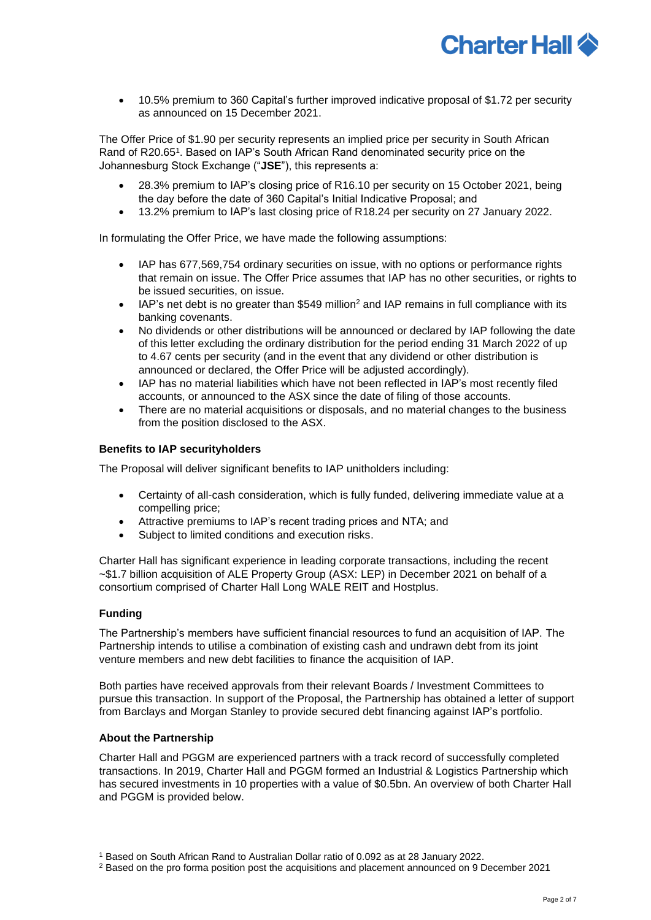- 10.5% premium to 360 Capital's further improved indicative proposal of $1.72 per security as announced on 15 December 2021.

The Offer Price of $1.90 per security represents an implied price per security in South African Rand of R20.65[1]. Based on IAP's South African Rand denominated security price on the Johannesburg Stock Exchange ("**JSE**"), this represents a:

- 28.3% premium to IAP's closing price of R16.10 per security on 15 October 2021, being the day before the date of 360 Capital's Initial Indicative Proposal; and
- 13.2% premium to IAP's last closing price of R18.24 per security on 27 January 2022.

In formulating the Offer Price, we have made the following assumptions:

- IAP has 677,569,754 ordinary securities on issue, with no options or performance rights that remain on issue. The Offer Price assumes that IAP has no other securities, or rights to be issued securities, on issue.
- IAP's net debt is no greater than $549 million[2] and IAP remains in full compliance with its banking covenants.
- No dividends or other distributions will be announced or declared by IAP following the date of this letter excluding the ordinary distribution for the period ending 31 March 2022 of up to 4.67 cents per security (and in the event that any dividend or other distribution is announced or declared, the Offer Price will be adjusted accordingly).
- IAP has no material liabilities which have not been reflected in IAP's most recently filed accounts, or announced to the ASX since the date of filing of those accounts.
- There are no material acquisitions or disposals, and no material changes to the business from the position disclosed to the ASX.

**Benefits to IAP securityholders**

The Proposal will deliver significant benefits to IAP unitholders including:

- Certainty of all-cash consideration, which is fully funded, delivering immediate value at a compelling price;
- Attractive premiums to IAP's recent trading prices and NTA; and
- Subject to limited conditions and execution risks.

Charter Hall has significant experience in leading corporate transactions, including the recent ~$1.7 billion acquisition of ALE Property Group (ASX: LEP) in December 2021 on behalf of a consortium comprised of Charter Hall Long WALE REIT and Hostplus.

**Funding**

The Partnership's members have sufficient financial resources to fund an acquisition of IAP. The Partnership intends to utilise a combination of existing cash and undrawn debt from its joint venture members and new debt facilities to finance the acquisition of IAP.

Both parties have received approvals from their relevant Boards / Investment Committees to pursue this transaction. In support of the Proposal, the Partnership has obtained a letter of support from Barclays and Morgan Stanley to provide secured debt financing against IAP's portfolio.

**About the Partnership**

Charter Hall and PGGM are experienced partners with a track record of successfully completed transactions. In 2019, Charter Hall and PGGM formed an Industrial & Logistics Partnership which has secured investments in 10 properties with a value of $0.5bn. An overview of both Charter Hall and PGGM is provided below.

[1] Based on South African Rand to Australian Dollar ratio of 0.092 as at 28 January 2022.

[2] Based on the pro forma position post the acquisitions and placement announced on 9 December 2021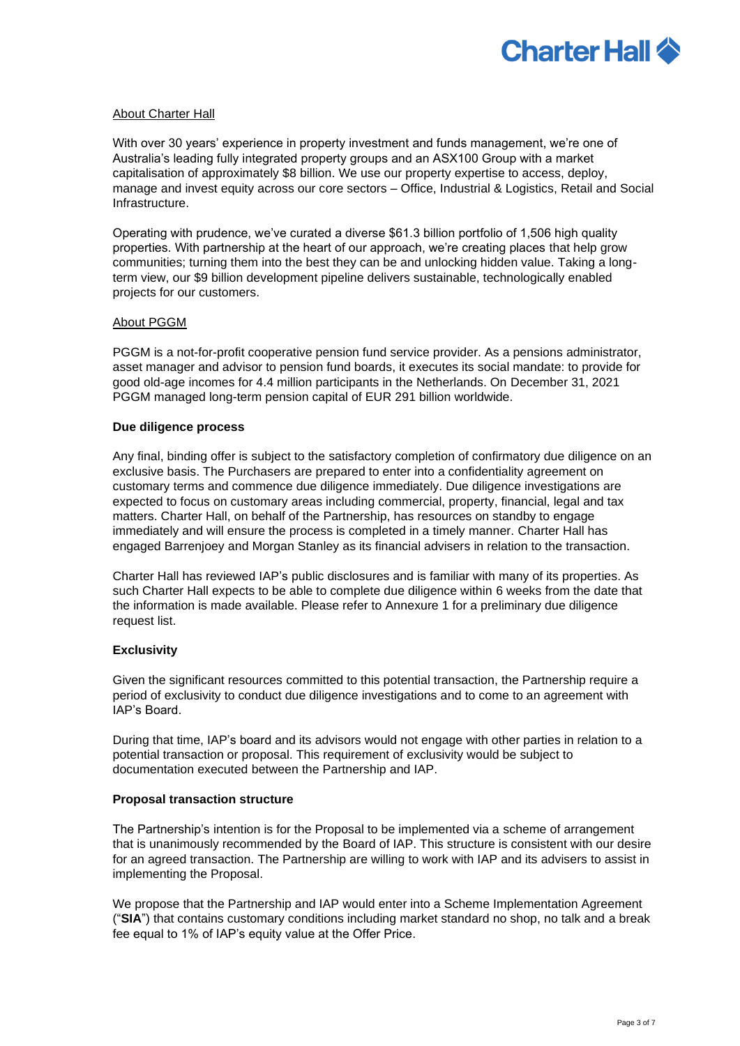About Charter Hall

With over 30 years' experience in property investment and funds management, we're one of Australia's leading fully integrated property groups and an ASX100 Group with a market capitalisation of approximately $8 billion. We use our property expertise to access, deploy, manage and invest equity across our core sectors – Office, Industrial & Logistics, Retail and Social Infrastructure.

Operating with prudence, we've curated a diverse $61.3 billion portfolio of 1,506 high quality properties. With partnership at the heart of our approach, we're creating places that help grow communities; turning them into the best they can be and unlocking hidden value. Taking a long-term view, our $9 billion development pipeline delivers sustainable, technologically enabled projects for our customers.

About PGGM

PGGM is a not-for-profit cooperative pension fund service provider. As a pensions administrator, asset manager and advisor to pension fund boards, it executes its social mandate: to provide for good old-age incomes for 4.4 million participants in the Netherlands. On December 31, 2021 PGGM managed long-term pension capital of EUR 291 billion worldwide.

**Due diligence process**

Any final, binding offer is subject to the satisfactory completion of confirmatory due diligence on an exclusive basis. The Purchasers are prepared to enter into a confidentiality agreement on customary terms and commence due diligence immediately. Due diligence investigations are expected to focus on customary areas including commercial, property, financial, legal and tax matters. Charter Hall, on behalf of the Partnership, has resources on standby to engage immediately and will ensure the process is completed in a timely manner. Charter Hall has engaged Barrenjoey and Morgan Stanley as its financial advisers in relation to the transaction.

Charter Hall has reviewed IAP's public disclosures and is familiar with many of its properties. As such Charter Hall expects to be able to complete due diligence within 6 weeks from the date that the information is made available. Please refer to Annexure 1 for a preliminary due diligence request list.

**Exclusivity**

Given the significant resources committed to this potential transaction, the Partnership require a period of exclusivity to conduct due diligence investigations and to come to an agreement with IAP's Board.

During that time, IAP's board and its advisors would not engage with other parties in relation to a potential transaction or proposal. This requirement of exclusivity would be subject to documentation executed between the Partnership and IAP.

**Proposal transaction structure**

The Partnership's intention is for the Proposal to be implemented via a scheme of arrangement that is unanimously recommended by the Board of IAP. This structure is consistent with our desire for an agreed transaction. The Partnership are willing to work with IAP and its advisers to assist in implementing the Proposal.

We propose that the Partnership and IAP would enter into a Scheme Implementation Agreement ("**SIA**") that contains customary conditions including market standard no shop, no talk and a break fee equal to 1% of IAP's equity value at the Offer Price.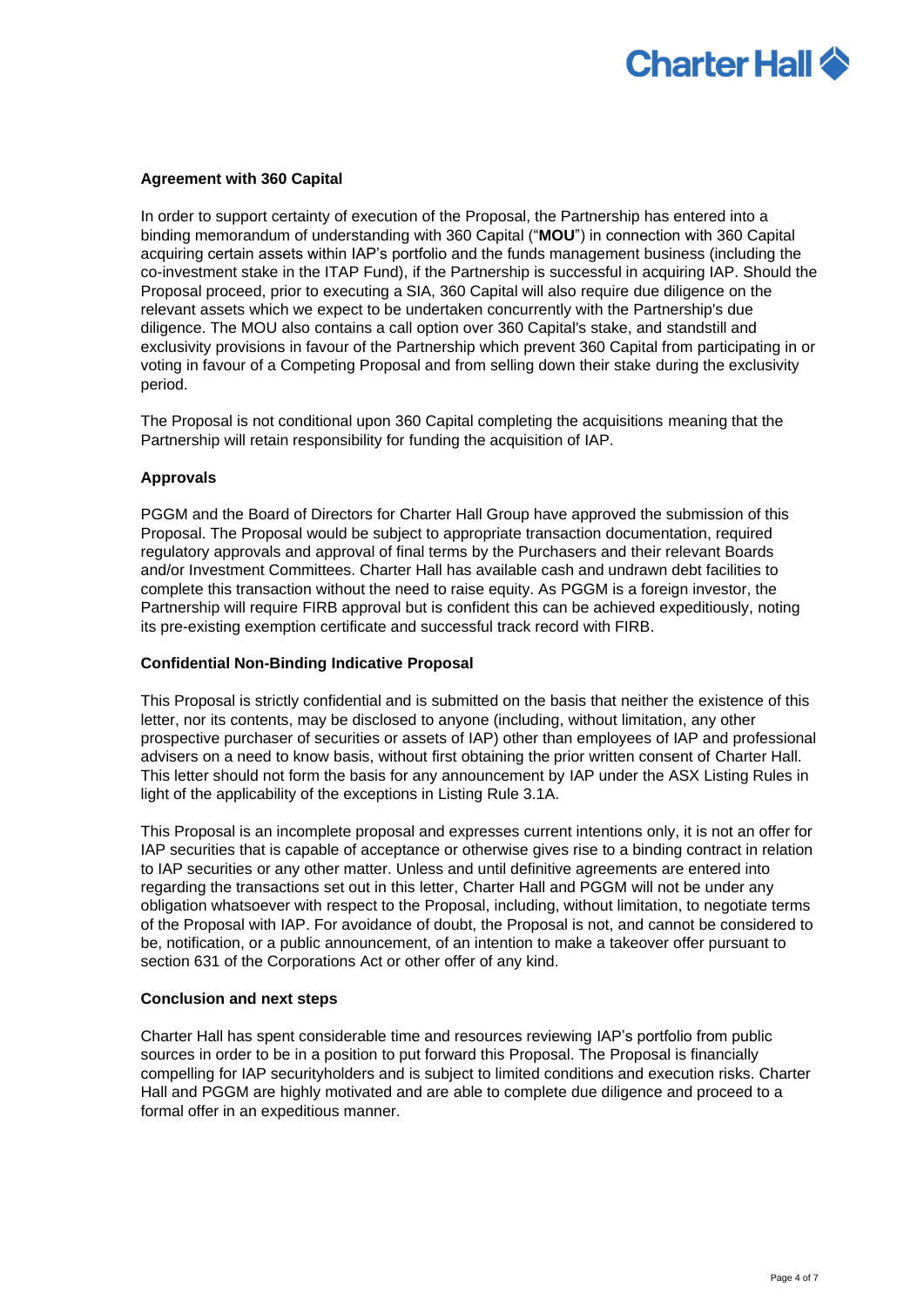**Agreement with 360 Capital**

In order to support certainty of execution of the Proposal, the Partnership has entered into a binding memorandum of understanding with 360 Capital ("**MOU**") in connection with 360 Capital acquiring certain assets within IAP's portfolio and the funds management business (including the co-investment stake in the ITAP Fund), if the Partnership is successful in acquiring IAP. Should the Proposal proceed, prior to executing a SIA, 360 Capital will also require due diligence on the relevant assets which we expect to be undertaken concurrently with the Partnership's due diligence. The MOU also contains a call option over 360 Capital's stake, and standstill and exclusivity provisions in favour of the Partnership which prevent 360 Capital from participating in or voting in favour of a Competing Proposal and from selling down their stake during the exclusivity period.

The Proposal is not conditional upon 360 Capital completing the acquisitions meaning that the Partnership will retain responsibility for funding the acquisition of IAP.

**Approvals**

PGGM and the Board of Directors for Charter Hall Group have approved the submission of this Proposal. The Proposal would be subject to appropriate transaction documentation, required regulatory approvals and approval of final terms by the Purchasers and their relevant Boards and/or Investment Committees. Charter Hall has available cash and undrawn debt facilities to complete this transaction without the need to raise equity. As PGGM is a foreign investor, the Partnership will require FIRB approval but is confident this can be achieved expeditiously, noting its pre-existing exemption certificate and successful track record with FIRB.

**Confidential Non-Binding Indicative Proposal**

This Proposal is strictly confidential and is submitted on the basis that neither the existence of this letter, nor its contents, may be disclosed to anyone (including, without limitation, any other prospective purchaser of securities or assets of IAP) other than employees of IAP and professional advisers on a need to know basis, without first obtaining the prior written consent of Charter Hall. This letter should not form the basis for any announcement by IAP under the ASX Listing Rules in light of the applicability of the exceptions in Listing Rule 3.1A.

This Proposal is an incomplete proposal and expresses current intentions only, it is not an offer for IAP securities that is capable of acceptance or otherwise gives rise to a binding contract in relation to IAP securities or any other matter. Unless and until definitive agreements are entered into regarding the transactions set out in this letter, Charter Hall and PGGM will not be under any obligation whatsoever with respect to the Proposal, including, without limitation, to negotiate terms of the Proposal with IAP. For avoidance of doubt, the Proposal is not, and cannot be considered to be, notification, or a public announcement, of an intention to make a takeover offer pursuant to section 631 of the Corporations Act or other offer of any kind.

**Conclusion and next steps**

Charter Hall has spent considerable time and resources reviewing IAP's portfolio from public sources in order to be in a position to put forward this Proposal. The Proposal is financially compelling for IAP securityholders and is subject to limited conditions and execution risks. Charter Hall and PGGM are highly motivated and are able to complete due diligence and proceed to a formal offer in an expeditious manner.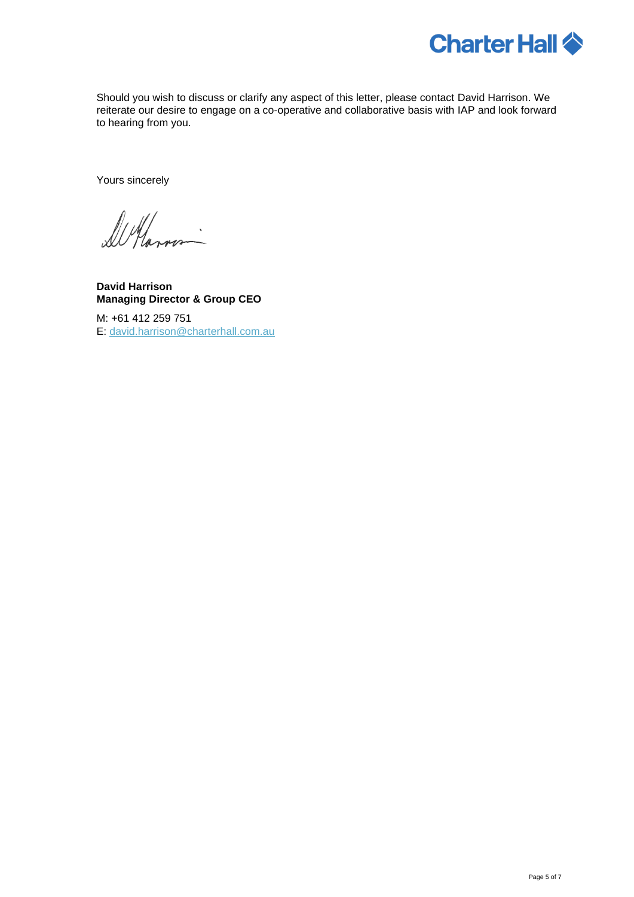Should you wish to discuss or clarify any aspect of this letter, please contact David Harrison. We reiterate our desire to engage on a co-operative and collaborative basis with IAP and look forward to hearing from you.

Yours sincerely

**David Harrison**
**Managing Director & Group CEO**

M: +61 412 259 751
E: david.harrison@charterhall.com.au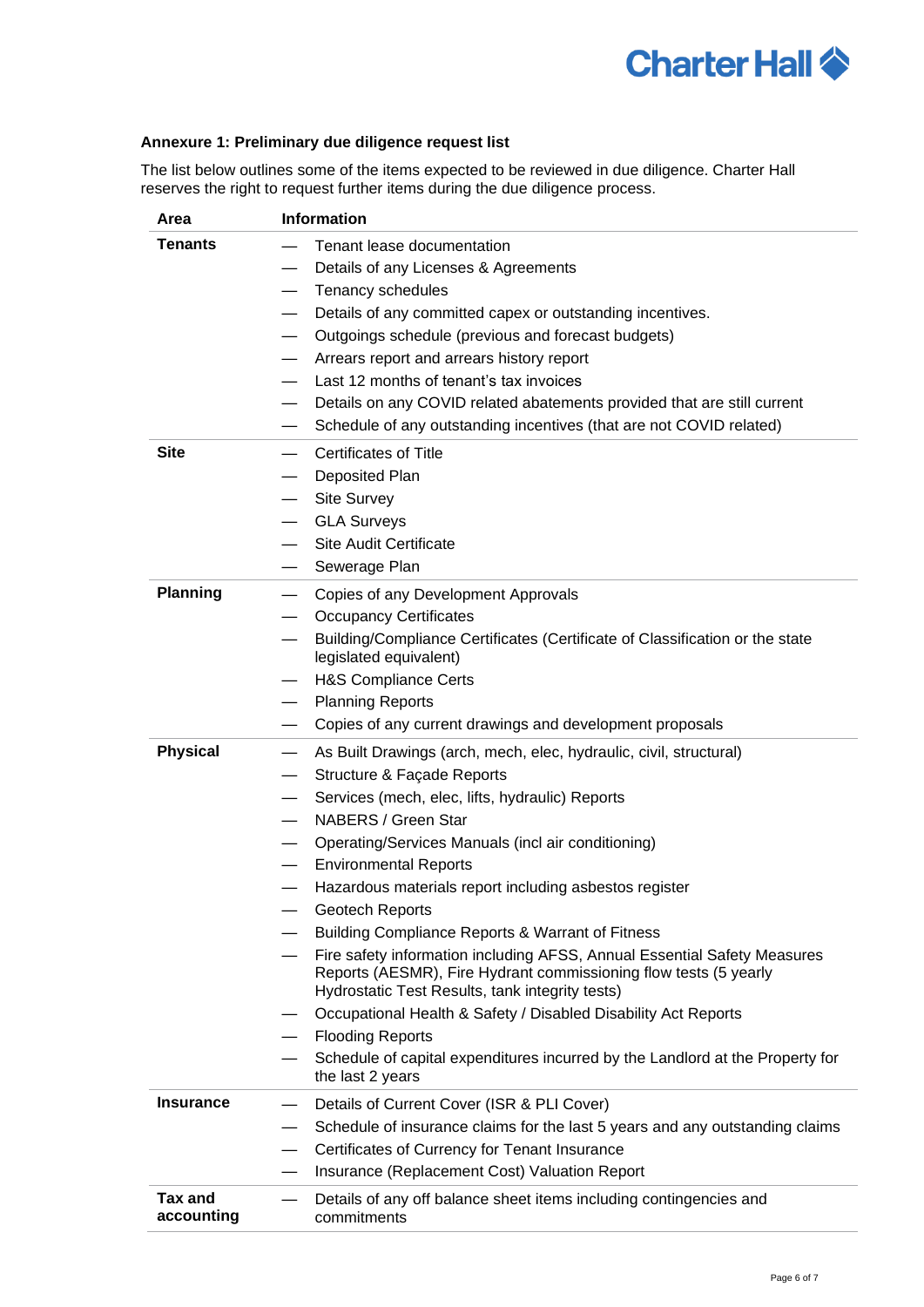### Annexure 1: Preliminary due diligence request list

The list below outlines some of the items expected to be reviewed in due diligence. Charter Hall reserves the right to request further items during the due diligence process.

| Area | Information |
|---|---|
| **Tenants** | — Tenant lease documentation<br>— Details of any Licenses & Agreements<br>— Tenancy schedules<br>— Details of any committed capex or outstanding incentives.<br>— Outgoings schedule (previous and forecast budgets)<br>— Arrears report and arrears history report<br>— Last 12 months of tenant's tax invoices<br>— Details on any COVID related abatements provided that are still current<br>— Schedule of any outstanding incentives (that are not COVID related) |
| **Site** | — Certificates of Title<br>— Deposited Plan<br>— Site Survey<br>— GLA Surveys<br>— Site Audit Certificate<br>— Sewerage Plan |
| **Planning** | — Copies of any Development Approvals<br>— Occupancy Certificates<br>— Building/Compliance Certificates (Certificate of Classification or the state legislated equivalent)<br>— H&S Compliance Certs<br>— Planning Reports<br>— Copies of any current drawings and development proposals |
| **Physical** | — As Built Drawings (arch, mech, elec, hydraulic, civil, structural)<br>— Structure & Façade Reports<br>— Services (mech, elec, lifts, hydraulic) Reports<br>— NABERS / Green Star<br>— Operating/Services Manuals (incl air conditioning)<br>— Environmental Reports<br>— Hazardous materials report including asbestos register<br>— Geotech Reports<br>— Building Compliance Reports & Warrant of Fitness<br>— Fire safety information including AFSS, Annual Essential Safety Measures Reports (AESMR), Fire Hydrant commissioning flow tests (5 yearly Hydrostatic Test Results, tank integrity tests)<br>— Occupational Health & Safety / Disabled Disability Act Reports<br>— Flooding Reports<br>— Schedule of capital expenditures incurred by the Landlord at the Property for the last 2 years |
| **Insurance** | — Details of Current Cover (ISR & PLI Cover)<br>— Schedule of insurance claims for the last 5 years and any outstanding claims<br>— Certificates of Currency for Tenant Insurance<br>— Insurance (Replacement Cost) Valuation Report |
| **Tax and accounting** | — Details of any off balance sheet items including contingencies and commitments |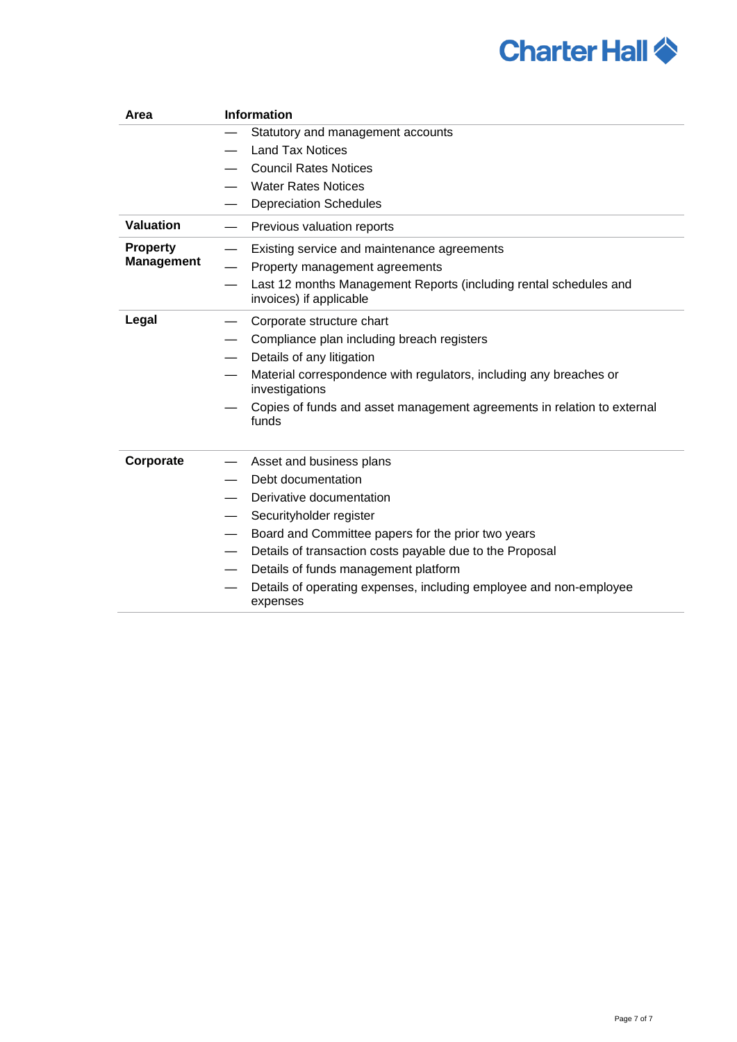| Area | Information |
| --- | --- |
| | — Statutory and management accounts<br>— Land Tax Notices<br>— Council Rates Notices<br>— Water Rates Notices<br>— Depreciation Schedules |
| **Valuation** | — Previous valuation reports |
| **Property Management** | — Existing service and maintenance agreements<br>— Property management agreements<br>— Last 12 months Management Reports (including rental schedules and invoices) if applicable |
| **Legal** | — Corporate structure chart<br>— Compliance plan including breach registers<br>— Details of any litigation<br>— Material correspondence with regulators, including any breaches or investigations<br>— Copies of funds and asset management agreements in relation to external funds |
| **Corporate** | — Asset and business plans<br>— Debt documentation<br>— Derivative documentation<br>— Securityholder register<br>— Board and Committee papers for the prior two years<br>— Details of transaction costs payable due to the Proposal<br>— Details of funds management platform<br>— Details of operating expenses, including employee and non-employee expenses |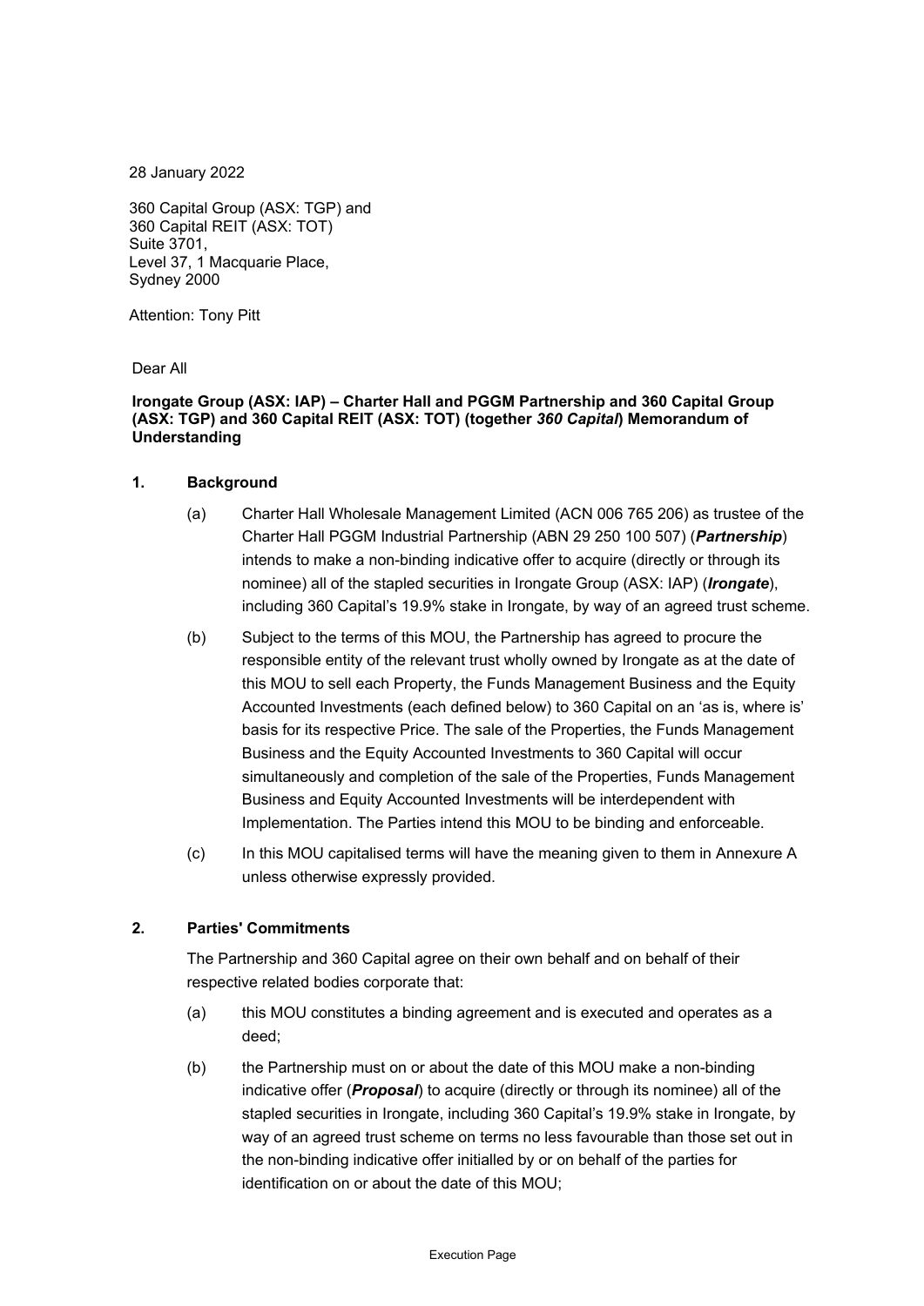28 January 2022

360 Capital Group (ASX: TGP) and
360 Capital REIT (ASX: TOT)
Suite 3701,
Level 37, 1 Macquarie Place,
Sydney 2000

Attention: Tony Pitt

Dear All

**Irongate Group (ASX: IAP) – Charter Hall and PGGM Partnership and 360 Capital Group (ASX: TGP) and 360 Capital REIT (ASX: TOT) (together *360 Capital*) Memorandum of Understanding**

## 1. Background

(a) Charter Hall Wholesale Management Limited (ACN 006 765 206) as trustee of the Charter Hall PGGM Industrial Partnership (ABN 29 250 100 507) (***Partnership***) intends to make a non-binding indicative offer to acquire (directly or through its nominee) all of the stapled securities in Irongate Group (ASX: IAP) (***Irongate***), including 360 Capital's 19.9% stake in Irongate, by way of an agreed trust scheme.

(b) Subject to the terms of this MOU, the Partnership has agreed to procure the responsible entity of the relevant trust wholly owned by Irongate as at the date of this MOU to sell each Property, the Funds Management Business and the Equity Accounted Investments (each defined below) to 360 Capital on an 'as is, where is' basis for its respective Price. The sale of the Properties, the Funds Management Business and the Equity Accounted Investments to 360 Capital will occur simultaneously and completion of the sale of the Properties, Funds Management Business and Equity Accounted Investments will be interdependent with Implementation. The Parties intend this MOU to be binding and enforceable.

(c) In this MOU capitalised terms will have the meaning given to them in Annexure A unless otherwise expressly provided.

## 2. Parties' Commitments

The Partnership and 360 Capital agree on their own behalf and on behalf of their respective related bodies corporate that:

(a) this MOU constitutes a binding agreement and is executed and operates as a deed;

(b) the Partnership must on or about the date of this MOU make a non-binding indicative offer (***Proposal***) to acquire (directly or through its nominee) all of the stapled securities in Irongate, including 360 Capital's 19.9% stake in Irongate, by way of an agreed trust scheme on terms no less favourable than those set out in the non-binding indicative offer initialled by or on behalf of the parties for identification on or about the date of this MOU;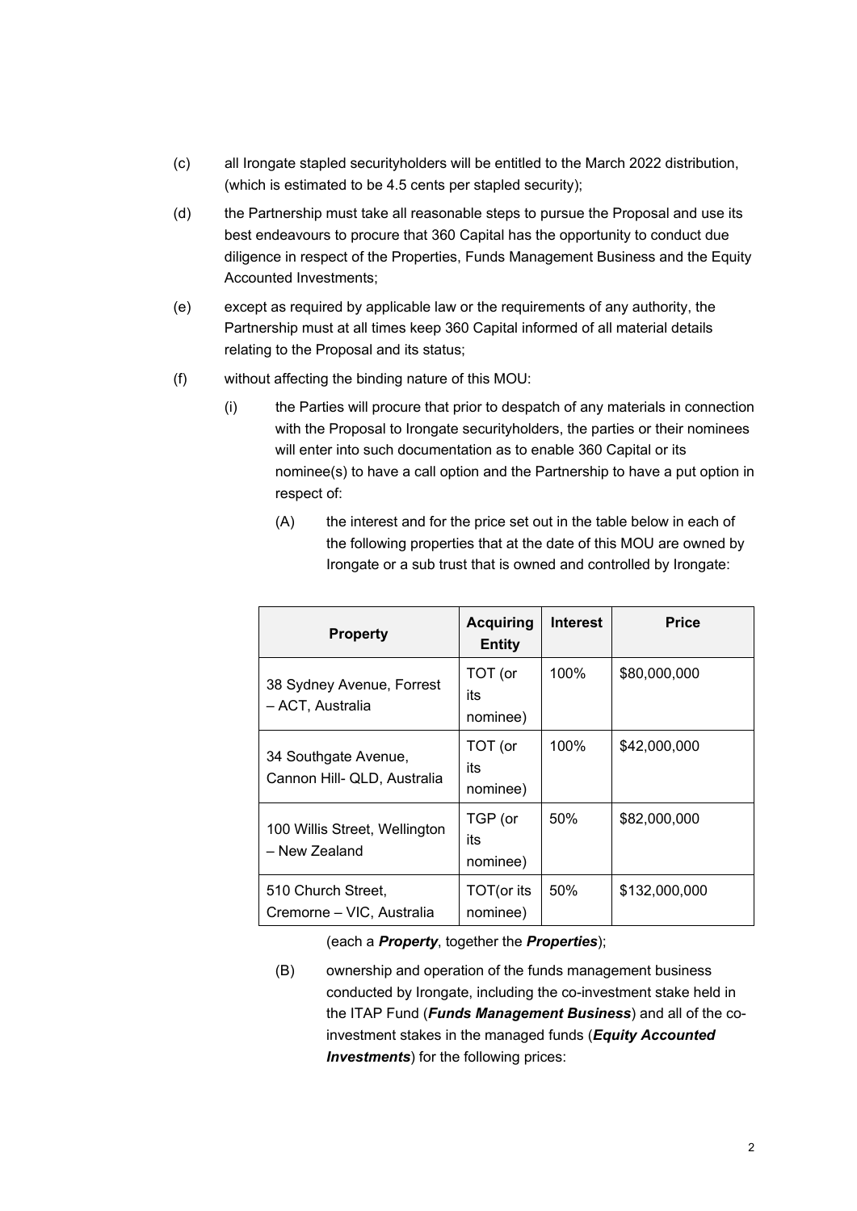(c) all Irongate stapled securityholders will be entitled to the March 2022 distribution, (which is estimated to be 4.5 cents per stapled security);

(d) the Partnership must take all reasonable steps to pursue the Proposal and use its best endeavours to procure that 360 Capital has the opportunity to conduct due diligence in respect of the Properties, Funds Management Business and the Equity Accounted Investments;

(e) except as required by applicable law or the requirements of any authority, the Partnership must at all times keep 360 Capital informed of all material details relating to the Proposal and its status;

(f) without affecting the binding nature of this MOU:

(i) the Parties will procure that prior to despatch of any materials in connection with the Proposal to Irongate securityholders, the parties or their nominees will enter into such documentation as to enable 360 Capital or its nominee(s) to have a call option and the Partnership to have a put option in respect of:

(A) the interest and for the price set out in the table below in each of the following properties that at the date of this MOU are owned by Irongate or a sub trust that is owned and controlled by Irongate:

| Property | Acquiring Entity | Interest | Price |
|---|---|---|---|
| 38 Sydney Avenue, Forrest – ACT, Australia | TOT (or its nominee) | 100% | $80,000,000 |
| 34 Southgate Avenue, Cannon Hill- QLD, Australia | TOT (or its nominee) | 100% | $42,000,000 |
| 100 Willis Street, Wellington – New Zealand | TGP (or its nominee) | 50% | $82,000,000 |
| 510 Church Street, Cremorne – VIC, Australia | TOT(or its nominee) | 50% | $132,000,000 |

(each a ***Property***, together the ***Properties***);

(B) ownership and operation of the funds management business conducted by Irongate, including the co-investment stake held in the ITAP Fund (***Funds Management Business***) and all of the co-investment stakes in the managed funds (***Equity Accounted Investments***) for the following prices: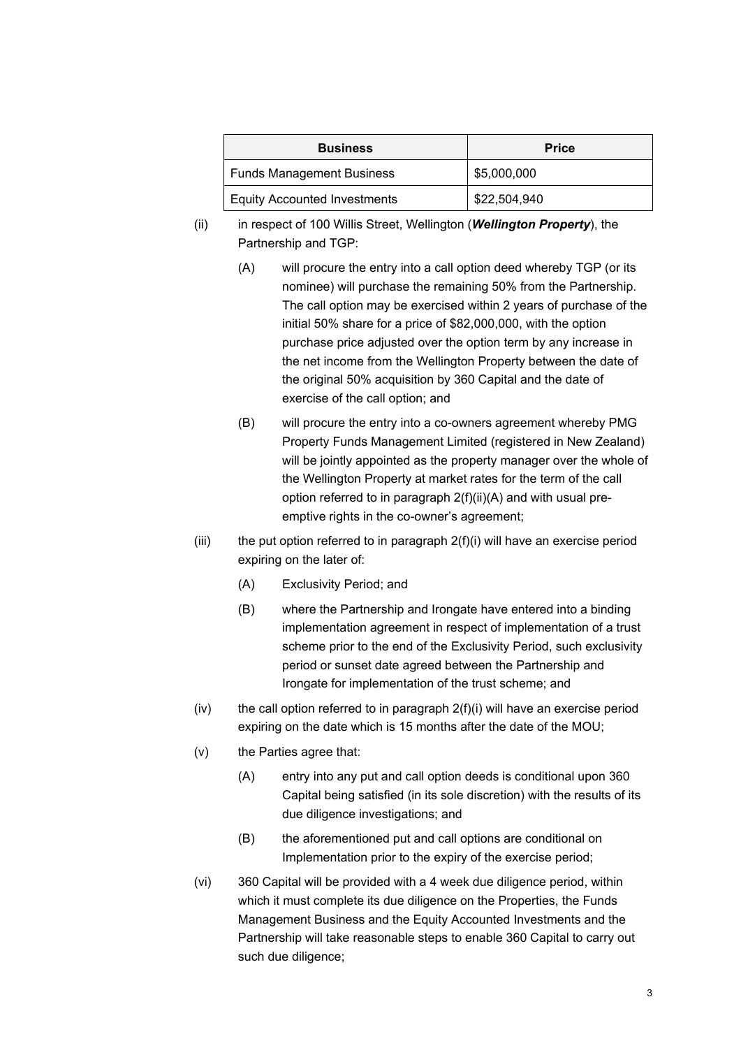| Business | Price |
| --- | --- |
| Funds Management Business | $5,000,000 |
| Equity Accounted Investments | $22,504,940 |

(ii) in respect of 100 Willis Street, Wellington (***Wellington Property***), the Partnership and TGP:

(A) will procure the entry into a call option deed whereby TGP (or its nominee) will purchase the remaining 50% from the Partnership. The call option may be exercised within 2 years of purchase of the initial 50% share for a price of $82,000,000, with the option purchase price adjusted over the option term by any increase in the net income from the Wellington Property between the date of the original 50% acquisition by 360 Capital and the date of exercise of the call option; and

(B) will procure the entry into a co-owners agreement whereby PMG Property Funds Management Limited (registered in New Zealand) will be jointly appointed as the property manager over the whole of the Wellington Property at market rates for the term of the call option referred to in paragraph 2(f)(ii)(A) and with usual pre-emptive rights in the co-owner's agreement;

(iii) the put option referred to in paragraph 2(f)(i) will have an exercise period expiring on the later of:

(A) Exclusivity Period; and

(B) where the Partnership and Irongate have entered into a binding implementation agreement in respect of implementation of a trust scheme prior to the end of the Exclusivity Period, such exclusivity period or sunset date agreed between the Partnership and Irongate for implementation of the trust scheme; and

(iv) the call option referred to in paragraph 2(f)(i) will have an exercise period expiring on the date which is 15 months after the date of the MOU;

(v) the Parties agree that:

(A) entry into any put and call option deeds is conditional upon 360 Capital being satisfied (in its sole discretion) with the results of its due diligence investigations; and

(B) the aforementioned put and call options are conditional on Implementation prior to the expiry of the exercise period;

(vi) 360 Capital will be provided with a 4 week due diligence period, within which it must complete its due diligence on the Properties, the Funds Management Business and the Equity Accounted Investments and the Partnership will take reasonable steps to enable 360 Capital to carry out such due diligence;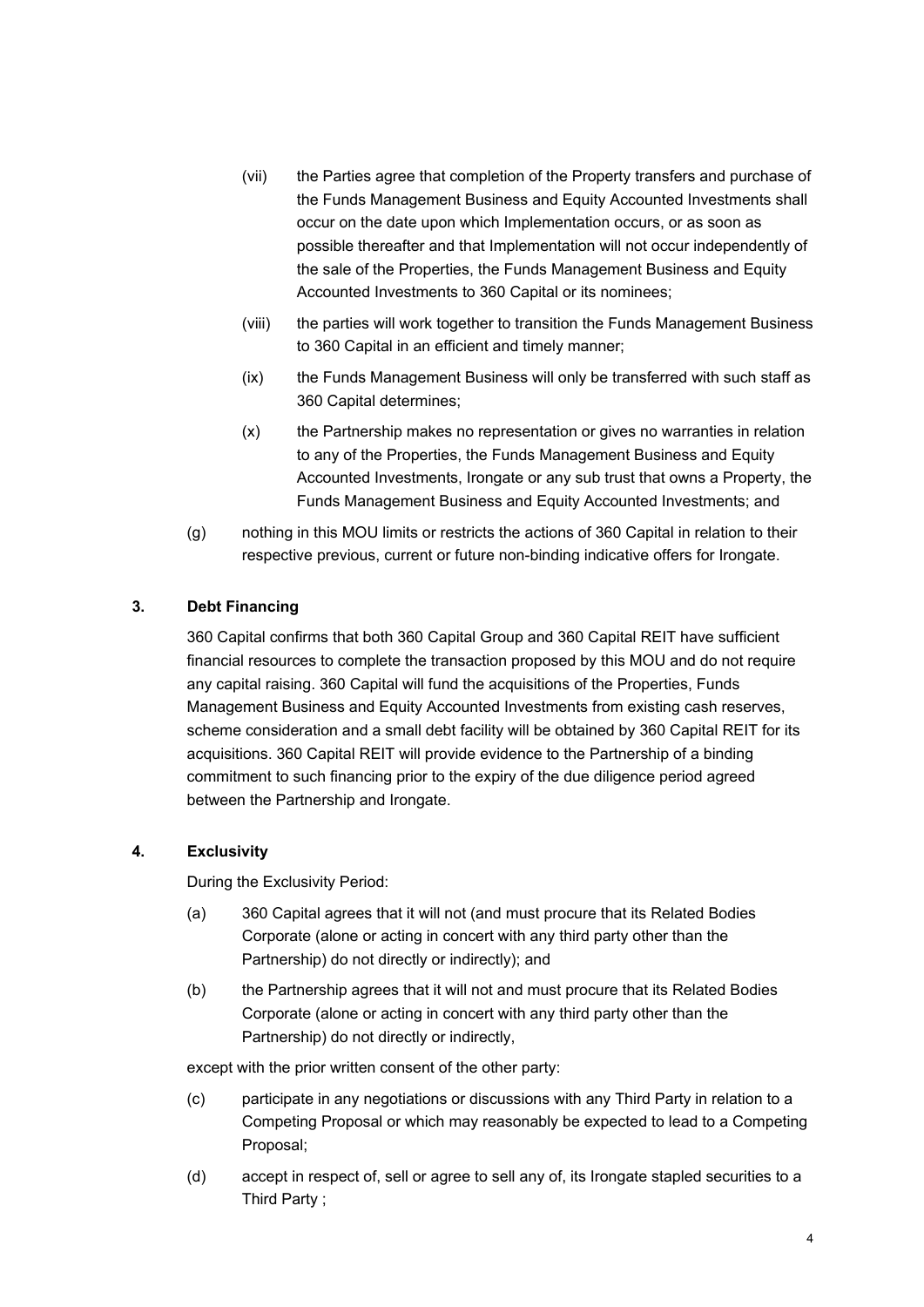(vii) the Parties agree that completion of the Property transfers and purchase of the Funds Management Business and Equity Accounted Investments shall occur on the date upon which Implementation occurs, or as soon as possible thereafter and that Implementation will not occur independently of the sale of the Properties, the Funds Management Business and Equity Accounted Investments to 360 Capital or its nominees;

(viii) the parties will work together to transition the Funds Management Business to 360 Capital in an efficient and timely manner;

(ix) the Funds Management Business will only be transferred with such staff as 360 Capital determines;

(x) the Partnership makes no representation or gives no warranties in relation to any of the Properties, the Funds Management Business and Equity Accounted Investments, Irongate or any sub trust that owns a Property, the Funds Management Business and Equity Accounted Investments; and

(g) nothing in this MOU limits or restricts the actions of 360 Capital in relation to their respective previous, current or future non-binding indicative offers for Irongate.

## 3. Debt Financing

360 Capital confirms that both 360 Capital Group and 360 Capital REIT have sufficient financial resources to complete the transaction proposed by this MOU and do not require any capital raising. 360 Capital will fund the acquisitions of the Properties, Funds Management Business and Equity Accounted Investments from existing cash reserves, scheme consideration and a small debt facility will be obtained by 360 Capital REIT for its acquisitions. 360 Capital REIT will provide evidence to the Partnership of a binding commitment to such financing prior to the expiry of the due diligence period agreed between the Partnership and Irongate.

## 4. Exclusivity

During the Exclusivity Period:

(a) 360 Capital agrees that it will not (and must procure that its Related Bodies Corporate (alone or acting in concert with any third party other than the Partnership) do not directly or indirectly); and

(b) the Partnership agrees that it will not and must procure that its Related Bodies Corporate (alone or acting in concert with any third party other than the Partnership) do not directly or indirectly,

except with the prior written consent of the other party:

(c) participate in any negotiations or discussions with any Third Party in relation to a Competing Proposal or which may reasonably be expected to lead to a Competing Proposal;

(d) accept in respect of, sell or agree to sell any of, its Irongate stapled securities to a Third Party ;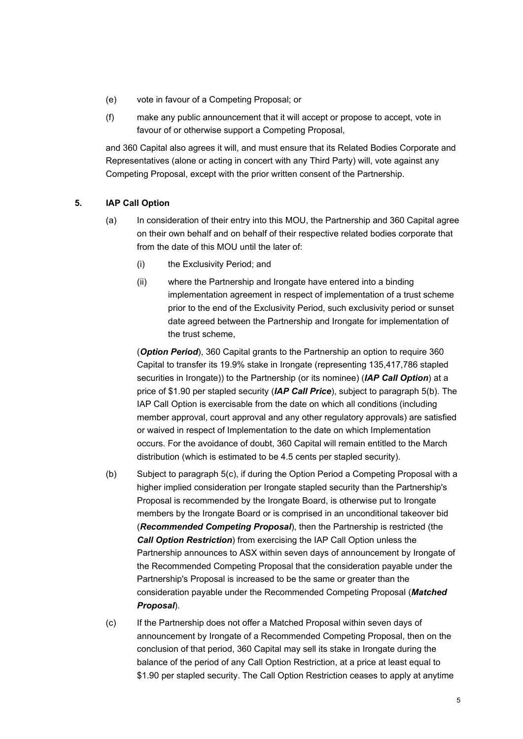(e) vote in favour of a Competing Proposal; or

(f) make any public announcement that it will accept or propose to accept, vote in favour of or otherwise support a Competing Proposal,

and 360 Capital also agrees it will, and must ensure that its Related Bodies Corporate and Representatives (alone or acting in concert with any Third Party) will, vote against any Competing Proposal, except with the prior written consent of the Partnership.

## 5. IAP Call Option

(a) In consideration of their entry into this MOU, the Partnership and 360 Capital agree on their own behalf and on behalf of their respective related bodies corporate that from the date of this MOU until the later of:

(i) the Exclusivity Period; and

(ii) where the Partnership and Irongate have entered into a binding implementation agreement in respect of implementation of a trust scheme prior to the end of the Exclusivity Period, such exclusivity period or sunset date agreed between the Partnership and Irongate for implementation of the trust scheme,

(***Option Period***), 360 Capital grants to the Partnership an option to require 360 Capital to transfer its 19.9% stake in Irongate (representing 135,417,786 stapled securities in Irongate)) to the Partnership (or its nominee) (***IAP Call Option***) at a price of $1.90 per stapled security (***IAP Call Price***), subject to paragraph 5(b). The IAP Call Option is exercisable from the date on which all conditions (including member approval, court approval and any other regulatory approvals) are satisfied or waived in respect of Implementation to the date on which Implementation occurs. For the avoidance of doubt, 360 Capital will remain entitled to the March distribution (which is estimated to be 4.5 cents per stapled security).

(b) Subject to paragraph 5(c), if during the Option Period a Competing Proposal with a higher implied consideration per Irongate stapled security than the Partnership's Proposal is recommended by the Irongate Board, is otherwise put to Irongate members by the Irongate Board or is comprised in an unconditional takeover bid (***Recommended Competing Proposal***), then the Partnership is restricted (the ***Call Option Restriction***) from exercising the IAP Call Option unless the Partnership announces to ASX within seven days of announcement by Irongate of the Recommended Competing Proposal that the consideration payable under the Partnership's Proposal is increased to be the same or greater than the consideration payable under the Recommended Competing Proposal (***Matched Proposal***).

(c) If the Partnership does not offer a Matched Proposal within seven days of announcement by Irongate of a Recommended Competing Proposal, then on the conclusion of that period, 360 Capital may sell its stake in Irongate during the balance of the period of any Call Option Restriction, at a price at least equal to $1.90 per stapled security. The Call Option Restriction ceases to apply at anytime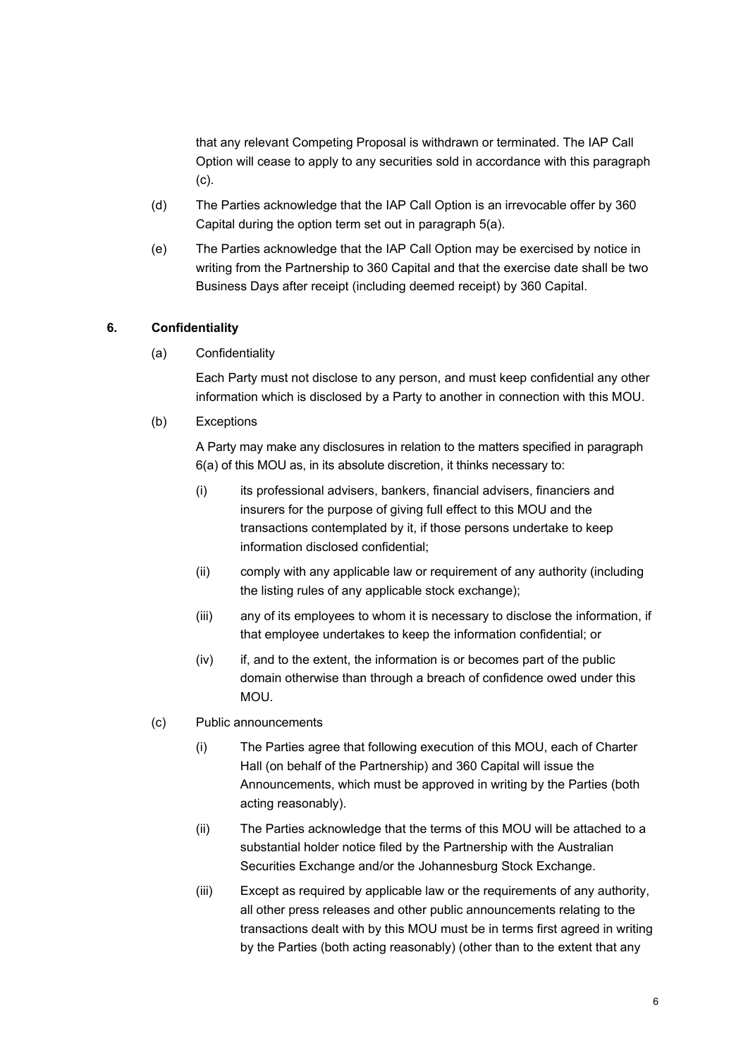that any relevant Competing Proposal is withdrawn or terminated. The IAP Call Option will cease to apply to any securities sold in accordance with this paragraph (c).

(d) The Parties acknowledge that the IAP Call Option is an irrevocable offer by 360 Capital during the option term set out in paragraph 5(a).

(e) The Parties acknowledge that the IAP Call Option may be exercised by notice in writing from the Partnership to 360 Capital and that the exercise date shall be two Business Days after receipt (including deemed receipt) by 360 Capital.

**6. Confidentiality**

(a) Confidentiality

Each Party must not disclose to any person, and must keep confidential any other information which is disclosed by a Party to another in connection with this MOU.

(b) Exceptions

A Party may make any disclosures in relation to the matters specified in paragraph 6(a) of this MOU as, in its absolute discretion, it thinks necessary to:

(i) its professional advisers, bankers, financial advisers, financiers and insurers for the purpose of giving full effect to this MOU and the transactions contemplated by it, if those persons undertake to keep information disclosed confidential;

(ii) comply with any applicable law or requirement of any authority (including the listing rules of any applicable stock exchange);

(iii) any of its employees to whom it is necessary to disclose the information, if that employee undertakes to keep the information confidential; or

(iv) if, and to the extent, the information is or becomes part of the public domain otherwise than through a breach of confidence owed under this MOU.

(c) Public announcements

(i) The Parties agree that following execution of this MOU, each of Charter Hall (on behalf of the Partnership) and 360 Capital will issue the Announcements, which must be approved in writing by the Parties (both acting reasonably).

(ii) The Parties acknowledge that the terms of this MOU will be attached to a substantial holder notice filed by the Partnership with the Australian Securities Exchange and/or the Johannesburg Stock Exchange.

(iii) Except as required by applicable law or the requirements of any authority, all other press releases and other public announcements relating to the transactions dealt with by this MOU must be in terms first agreed in writing by the Parties (both acting reasonably) (other than to the extent that any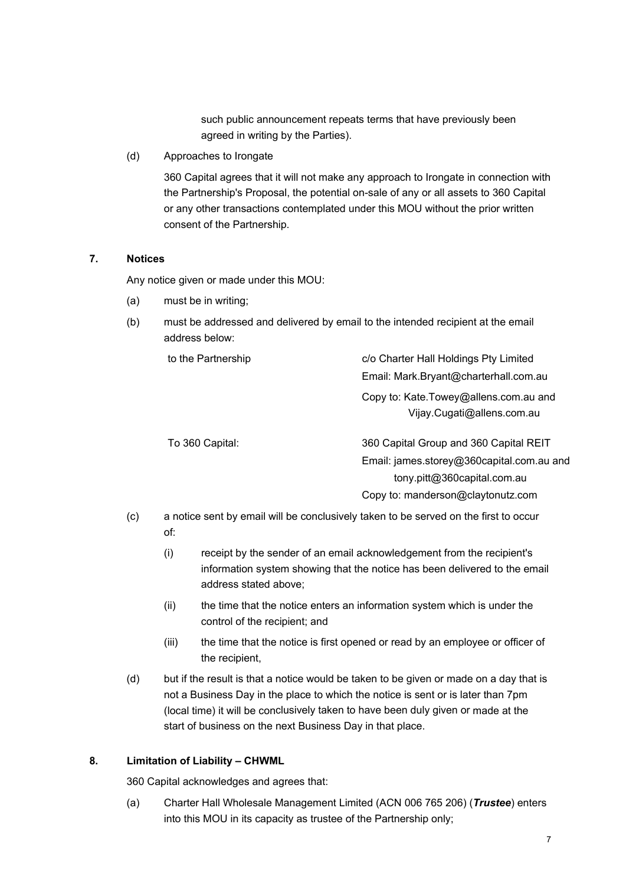such public announcement repeats terms that have previously been agreed in writing by the Parties).

(d) Approaches to Irongate

360 Capital agrees that it will not make any approach to Irongate in connection with the Partnership's Proposal, the potential on-sale of any or all assets to 360 Capital or any other transactions contemplated under this MOU without the prior written consent of the Partnership.

## 7. Notices

Any notice given or made under this MOU:

(a) must be in writing;

(b) must be addressed and delivered by email to the intended recipient at the email address below:

| | |
|---|---|
| to the Partnership | c/o Charter Hall Holdings Pty Limited<br>Email: Mark.Bryant@charterhall.com.au<br>Copy to: Kate.Towey@allens.com.au and Vijay.Cugati@allens.com.au |
| To 360 Capital: | 360 Capital Group and 360 Capital REIT<br>Email: james.storey@360capital.com.au and tony.pitt@360capital.com.au<br>Copy to: manderson@claytonutz.com |

(c) a notice sent by email will be conclusively taken to be served on the first to occur of:

(i) receipt by the sender of an email acknowledgement from the recipient's information system showing that the notice has been delivered to the email address stated above;

(ii) the time that the notice enters an information system which is under the control of the recipient; and

(iii) the time that the notice is first opened or read by an employee or officer of the recipient,

(d) but if the result is that a notice would be taken to be given or made on a day that is not a Business Day in the place to which the notice is sent or is later than 7pm (local time) it will be conclusively taken to have been duly given or made at the start of business on the next Business Day in that place.

## 8. Limitation of Liability – CHWML

360 Capital acknowledges and agrees that:

(a) Charter Hall Wholesale Management Limited (ACN 006 765 206) (***Trustee***) enters into this MOU in its capacity as trustee of the Partnership only;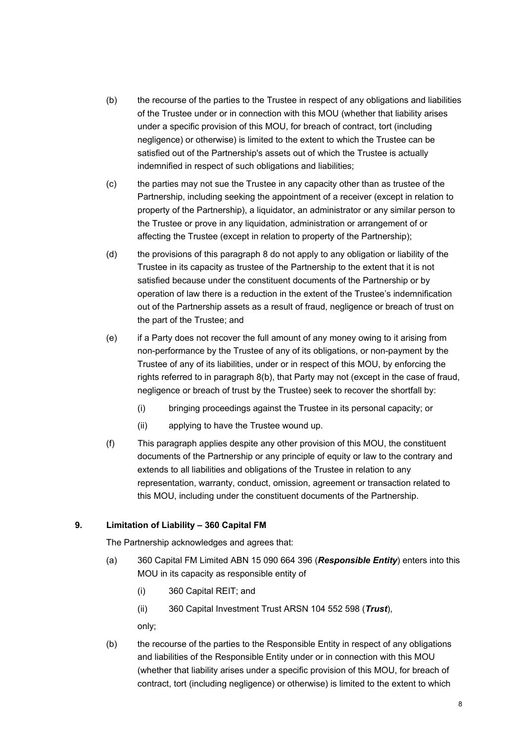(b) the recourse of the parties to the Trustee in respect of any obligations and liabilities of the Trustee under or in connection with this MOU (whether that liability arises under a specific provision of this MOU, for breach of contract, tort (including negligence) or otherwise) is limited to the extent to which the Trustee can be satisfied out of the Partnership's assets out of which the Trustee is actually indemnified in respect of such obligations and liabilities;

(c) the parties may not sue the Trustee in any capacity other than as trustee of the Partnership, including seeking the appointment of a receiver (except in relation to property of the Partnership), a liquidator, an administrator or any similar person to the Trustee or prove in any liquidation, administration or arrangement of or affecting the Trustee (except in relation to property of the Partnership);

(d) the provisions of this paragraph 8 do not apply to any obligation or liability of the Trustee in its capacity as trustee of the Partnership to the extent that it is not satisfied because under the constituent documents of the Partnership or by operation of law there is a reduction in the extent of the Trustee's indemnification out of the Partnership assets as a result of fraud, negligence or breach of trust on the part of the Trustee; and

(e) if a Party does not recover the full amount of any money owing to it arising from non-performance by the Trustee of any of its obligations, or non-payment by the Trustee of any of its liabilities, under or in respect of this MOU, by enforcing the rights referred to in paragraph 8(b), that Party may not (except in the case of fraud, negligence or breach of trust by the Trustee) seek to recover the shortfall by:

  (i) bringing proceedings against the Trustee in its personal capacity; or

  (ii) applying to have the Trustee wound up.

(f) This paragraph applies despite any other provision of this MOU, the constituent documents of the Partnership or any principle of equity or law to the contrary and extends to all liabilities and obligations of the Trustee in relation to any representation, warranty, conduct, omission, agreement or transaction related to this MOU, including under the constituent documents of the Partnership.

## 9. Limitation of Liability – 360 Capital FM

The Partnership acknowledges and agrees that:

(a) 360 Capital FM Limited ABN 15 090 664 396 (***Responsible Entity***) enters into this MOU in its capacity as responsible entity of

  (i) 360 Capital REIT; and

  (ii) 360 Capital Investment Trust ARSN 104 552 598 (***Trust***),

  only;

(b) the recourse of the parties to the Responsible Entity in respect of any obligations and liabilities of the Responsible Entity under or in connection with this MOU (whether that liability arises under a specific provision of this MOU, for breach of contract, tort (including negligence) or otherwise) is limited to the extent to which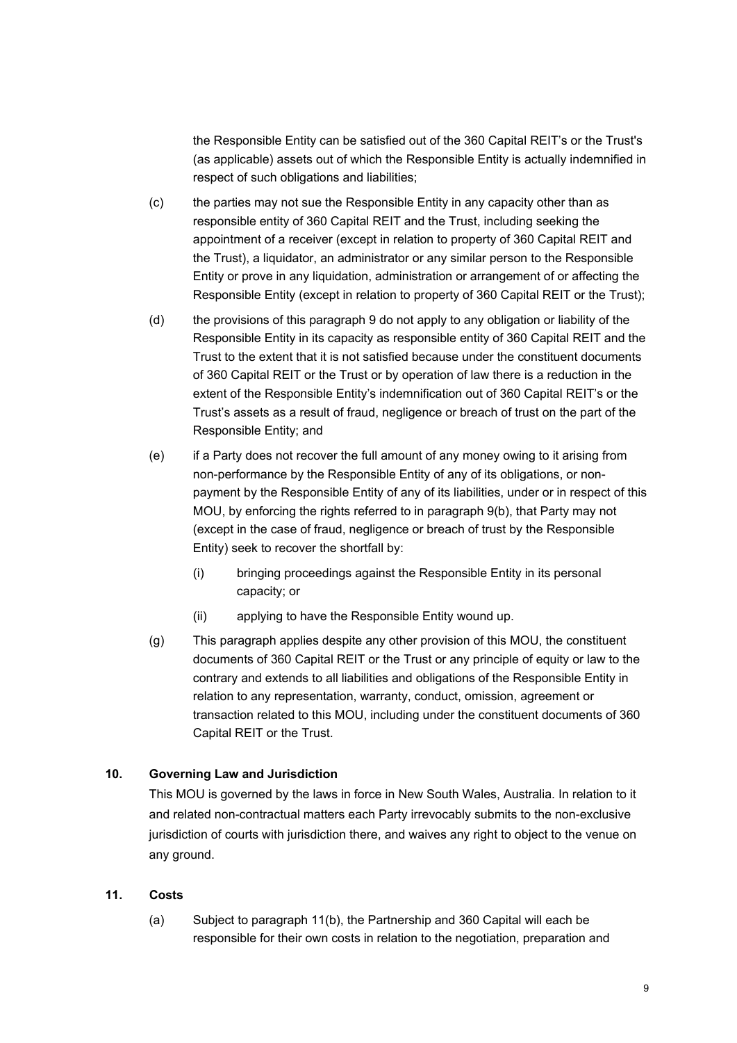the Responsible Entity can be satisfied out of the 360 Capital REIT's or the Trust's (as applicable) assets out of which the Responsible Entity is actually indemnified in respect of such obligations and liabilities;

(c) the parties may not sue the Responsible Entity in any capacity other than as responsible entity of 360 Capital REIT and the Trust, including seeking the appointment of a receiver (except in relation to property of 360 Capital REIT and the Trust), a liquidator, an administrator or any similar person to the Responsible Entity or prove in any liquidation, administration or arrangement of or affecting the Responsible Entity (except in relation to property of 360 Capital REIT or the Trust);

(d) the provisions of this paragraph 9 do not apply to any obligation or liability of the Responsible Entity in its capacity as responsible entity of 360 Capital REIT and the Trust to the extent that it is not satisfied because under the constituent documents of 360 Capital REIT or the Trust or by operation of law there is a reduction in the extent of the Responsible Entity's indemnification out of 360 Capital REIT's or the Trust's assets as a result of fraud, negligence or breach of trust on the part of the Responsible Entity; and

(e) if a Party does not recover the full amount of any money owing to it arising from non-performance by the Responsible Entity of any of its obligations, or non-payment by the Responsible Entity of any of its liabilities, under or in respect of this MOU, by enforcing the rights referred to in paragraph 9(b), that Party may not (except in the case of fraud, negligence or breach of trust by the Responsible Entity) seek to recover the shortfall by:

   (i) bringing proceedings against the Responsible Entity in its personal capacity; or

   (ii) applying to have the Responsible Entity wound up.

(g) This paragraph applies despite any other provision of this MOU, the constituent documents of 360 Capital REIT or the Trust or any principle of equity or law to the contrary and extends to all liabilities and obligations of the Responsible Entity in relation to any representation, warranty, conduct, omission, agreement or transaction related to this MOU, including under the constituent documents of 360 Capital REIT or the Trust.

## 10. Governing Law and Jurisdiction

This MOU is governed by the laws in force in New South Wales, Australia. In relation to it and related non-contractual matters each Party irrevocably submits to the non-exclusive jurisdiction of courts with jurisdiction there, and waives any right to object to the venue on any ground.

## 11. Costs

(a) Subject to paragraph 11(b), the Partnership and 360 Capital will each be responsible for their own costs in relation to the negotiation, preparation and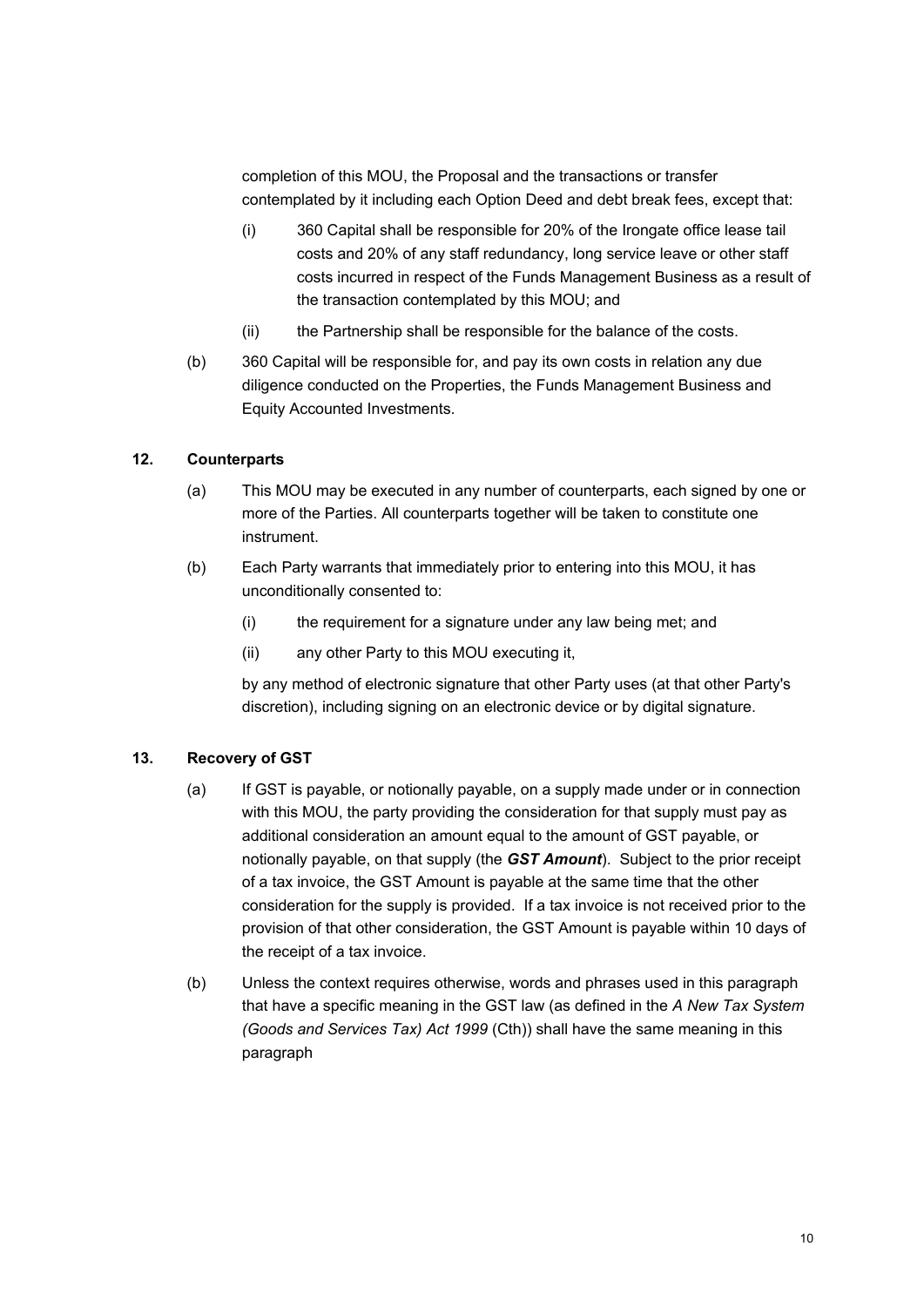completion of this MOU, the Proposal and the transactions or transfer contemplated by it including each Option Deed and debt break fees, except that:

(i) 360 Capital shall be responsible for 20% of the Irongate office lease tail costs and 20% of any staff redundancy, long service leave or other staff costs incurred in respect of the Funds Management Business as a result of the transaction contemplated by this MOU; and

(ii) the Partnership shall be responsible for the balance of the costs.

(b) 360 Capital will be responsible for, and pay its own costs in relation any due diligence conducted on the Properties, the Funds Management Business and Equity Accounted Investments.

## 12. Counterparts

(a) This MOU may be executed in any number of counterparts, each signed by one or more of the Parties. All counterparts together will be taken to constitute one instrument.

(b) Each Party warrants that immediately prior to entering into this MOU, it has unconditionally consented to:

(i) the requirement for a signature under any law being met; and

(ii) any other Party to this MOU executing it,

by any method of electronic signature that other Party uses (at that other Party's discretion), including signing on an electronic device or by digital signature.

## 13. Recovery of GST

(a) If GST is payable, or notionally payable, on a supply made under or in connection with this MOU, the party providing the consideration for that supply must pay as additional consideration an amount equal to the amount of GST payable, or notionally payable, on that supply (the ***GST Amount***). Subject to the prior receipt of a tax invoice, the GST Amount is payable at the same time that the other consideration for the supply is provided. If a tax invoice is not received prior to the provision of that other consideration, the GST Amount is payable within 10 days of the receipt of a tax invoice.

(b) Unless the context requires otherwise, words and phrases used in this paragraph that have a specific meaning in the GST law (as defined in the *A New Tax System (Goods and Services Tax) Act 1999* (Cth)) shall have the same meaning in this paragraph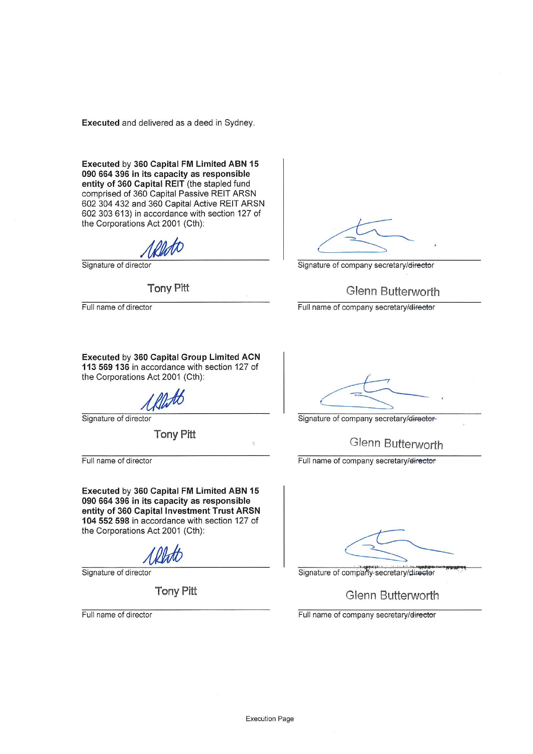**Executed** and delivered as a deed in Sydney.

**Executed** by **360 Capital FM Limited ABN 15 090 664 396 in its capacity as responsible entity of 360 Capital REIT** (the stapled fund comprised of 360 Capital Passive REIT ARSN 602 304 432 and 360 Capital Active REIT ARSN 602 303 613) in accordance with section 127 of the Corporations Act 2001 (Cth):

| | |
|---|---|
| Signature of director | Signature of company secretary/~~director~~ |
| Tony Pitt | Glenn Butterworth |
| Full name of director | Full name of company secretary/~~director~~ |

**Executed** by **360 Capital Group Limited ACN 113 569 136** in accordance with section 127 of the Corporations Act 2001 (Cth):

| | |
|---|---|
| Signature of director | Signature of company secretary/~~director~~ |
| Tony Pitt | Glenn Butterworth |
| Full name of director | Full name of company secretary/~~director~~ |

**Executed** by **360 Capital FM Limited ABN 15 090 664 396 in its capacity as responsible entity of 360 Capital Investment Trust ARSN 104 552 598** in accordance with section 127 of the Corporations Act 2001 (Cth):

| | |
|---|---|
| Signature of director | Signature of company secretary/~~director~~ |
| Tony Pitt | Glenn Butterworth |
| Full name of director | Full name of company secretary/~~director~~ |

Execution Page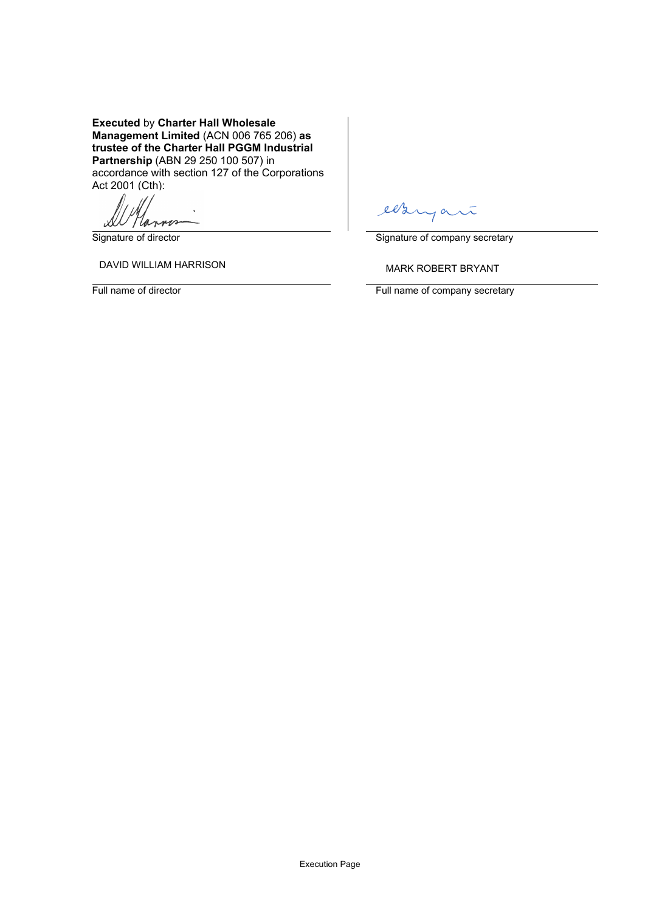**Executed** by **Charter Hall Wholesale Management Limited** (ACN 006 765 206) **as trustee of the Charter Hall PGGM Industrial Partnership** (ABN 29 250 100 507) in accordance with section 127 of the Corporations Act 2001 (Cth):

| | |
|---|---|
| Signature of director | Signature of company secretary |
| DAVID WILLIAM HARRISON | MARK ROBERT BRYANT |
| Full name of director | Full name of company secretary |

Execution Page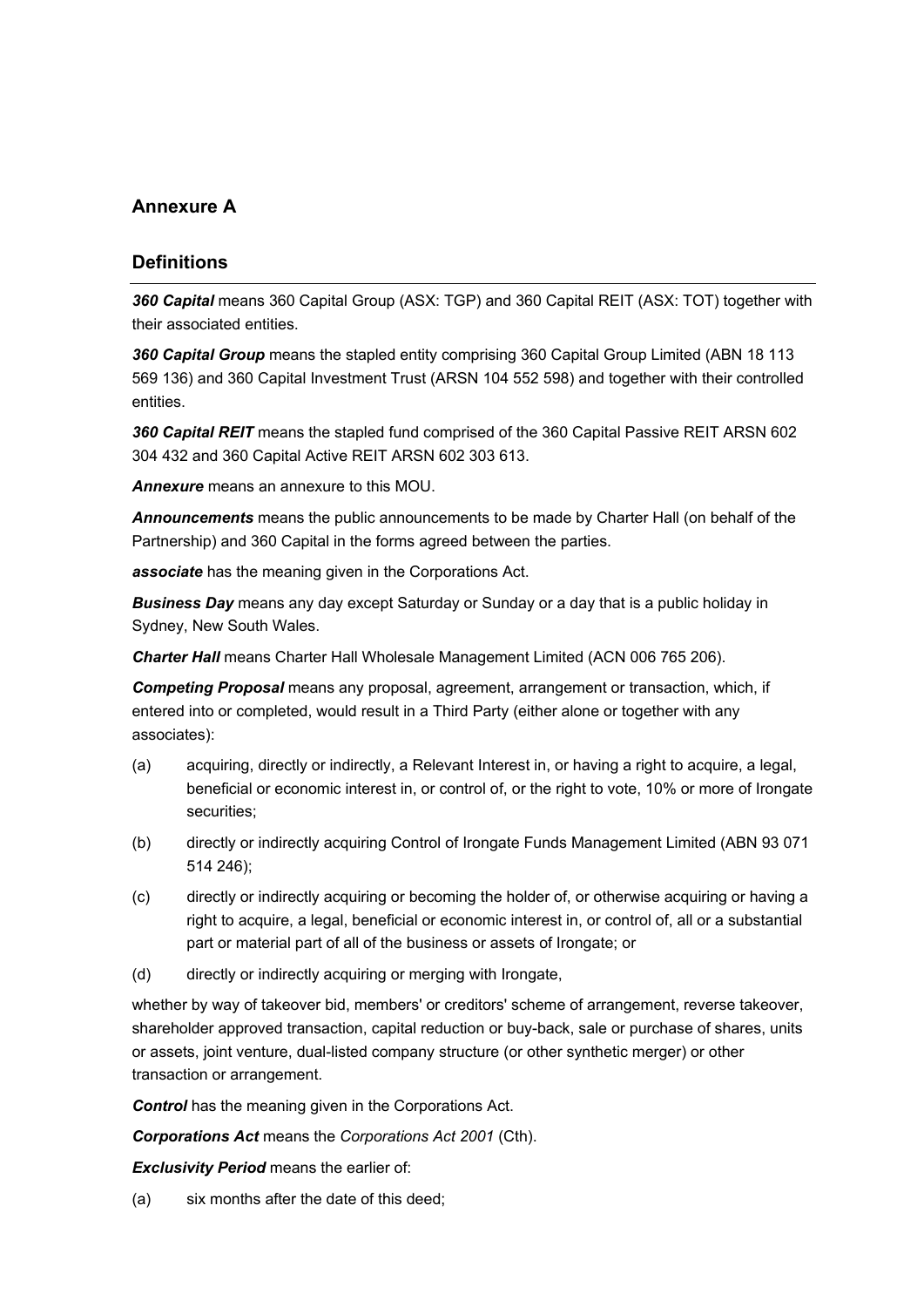## Annexure A

## Definitions

***360 Capital*** means 360 Capital Group (ASX: TGP) and 360 Capital REIT (ASX: TOT) together with their associated entities.

***360 Capital Group*** means the stapled entity comprising 360 Capital Group Limited (ABN 18 113 569 136) and 360 Capital Investment Trust (ARSN 104 552 598) and together with their controlled entities.

***360 Capital REIT*** means the stapled fund comprised of the 360 Capital Passive REIT ARSN 602 304 432 and 360 Capital Active REIT ARSN 602 303 613.

***Annexure*** means an annexure to this MOU.

***Announcements*** means the public announcements to be made by Charter Hall (on behalf of the Partnership) and 360 Capital in the forms agreed between the parties.

***associate*** has the meaning given in the Corporations Act.

***Business Day*** means any day except Saturday or Sunday or a day that is a public holiday in Sydney, New South Wales.

***Charter Hall*** means Charter Hall Wholesale Management Limited (ACN 006 765 206).

***Competing Proposal*** means any proposal, agreement, arrangement or transaction, which, if entered into or completed, would result in a Third Party (either alone or together with any associates):

(a) acquiring, directly or indirectly, a Relevant Interest in, or having a right to acquire, a legal, beneficial or economic interest in, or control of, or the right to vote, 10% or more of Irongate securities;

(b) directly or indirectly acquiring Control of Irongate Funds Management Limited (ABN 93 071 514 246);

(c) directly or indirectly acquiring or becoming the holder of, or otherwise acquiring or having a right to acquire, a legal, beneficial or economic interest in, or control of, all or a substantial part or material part of all of the business or assets of Irongate; or

(d) directly or indirectly acquiring or merging with Irongate,

whether by way of takeover bid, members' or creditors' scheme of arrangement, reverse takeover, shareholder approved transaction, capital reduction or buy-back, sale or purchase of shares, units or assets, joint venture, dual-listed company structure (or other synthetic merger) or other transaction or arrangement.

***Control*** has the meaning given in the Corporations Act.

***Corporations Act*** means the *Corporations Act 2001* (Cth).

***Exclusivity Period*** means the earlier of:

(a) six months after the date of this deed;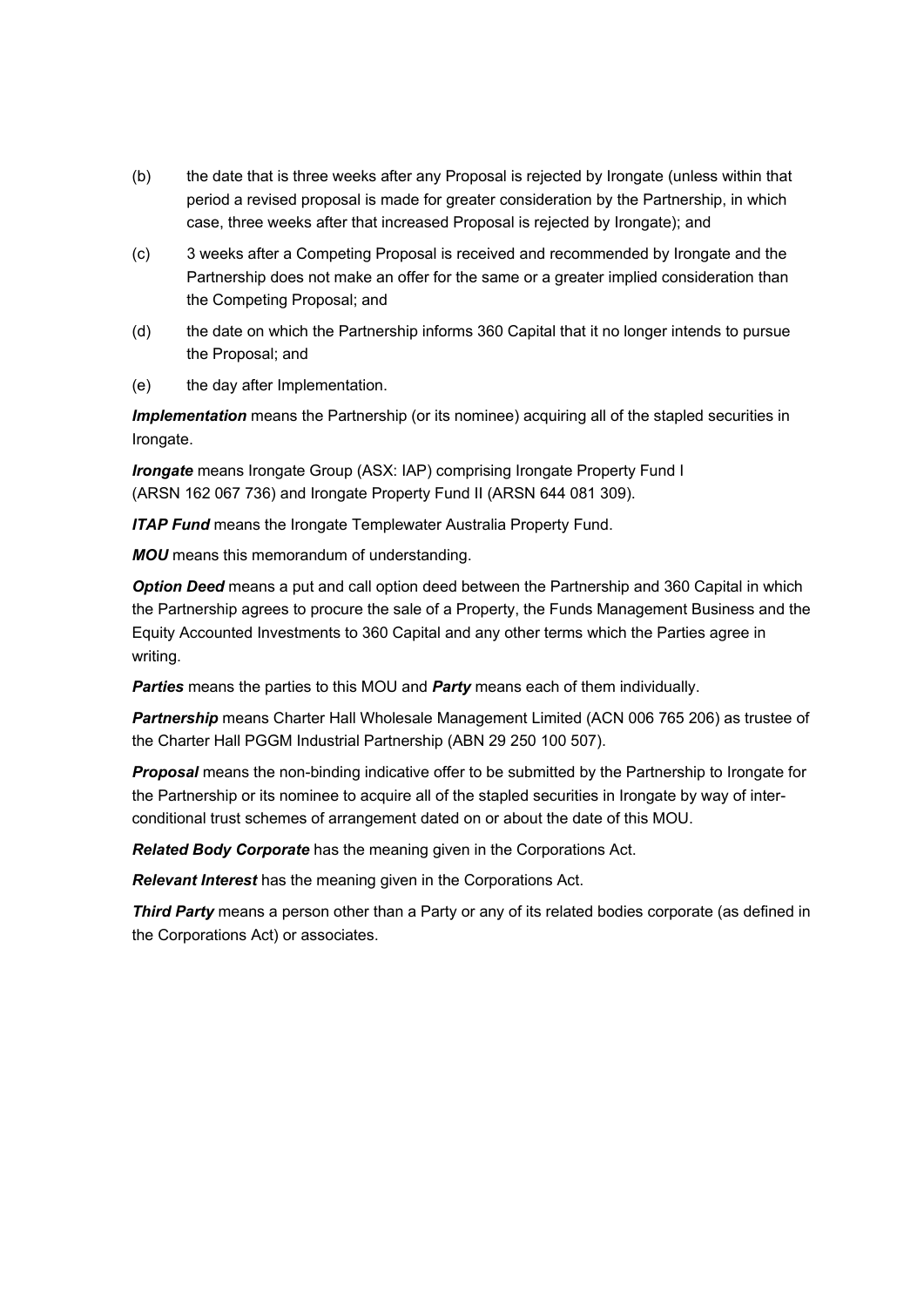(b) the date that is three weeks after any Proposal is rejected by Irongate (unless within that period a revised proposal is made for greater consideration by the Partnership, in which case, three weeks after that increased Proposal is rejected by Irongate); and

(c) 3 weeks after a Competing Proposal is received and recommended by Irongate and the Partnership does not make an offer for the same or a greater implied consideration than the Competing Proposal; and

(d) the date on which the Partnership informs 360 Capital that it no longer intends to pursue the Proposal; and

(e) the day after Implementation.

***Implementation*** means the Partnership (or its nominee) acquiring all of the stapled securities in Irongate.

***Irongate*** means Irongate Group (ASX: IAP) comprising Irongate Property Fund I (ARSN 162 067 736) and Irongate Property Fund II (ARSN 644 081 309).

***ITAP Fund*** means the Irongate Templewater Australia Property Fund.

***MOU*** means this memorandum of understanding.

***Option Deed*** means a put and call option deed between the Partnership and 360 Capital in which the Partnership agrees to procure the sale of a Property, the Funds Management Business and the Equity Accounted Investments to 360 Capital and any other terms which the Parties agree in writing.

***Parties*** means the parties to this MOU and ***Party*** means each of them individually.

***Partnership*** means Charter Hall Wholesale Management Limited (ACN 006 765 206) as trustee of the Charter Hall PGGM Industrial Partnership (ABN 29 250 100 507).

***Proposal*** means the non-binding indicative offer to be submitted by the Partnership to Irongate for the Partnership or its nominee to acquire all of the stapled securities in Irongate by way of inter-conditional trust schemes of arrangement dated on or about the date of this MOU.

***Related Body Corporate*** has the meaning given in the Corporations Act.

***Relevant Interest*** has the meaning given in the Corporations Act.

***Third Party*** means a person other than a Party or any of its related bodies corporate (as defined in the Corporations Act) or associates.